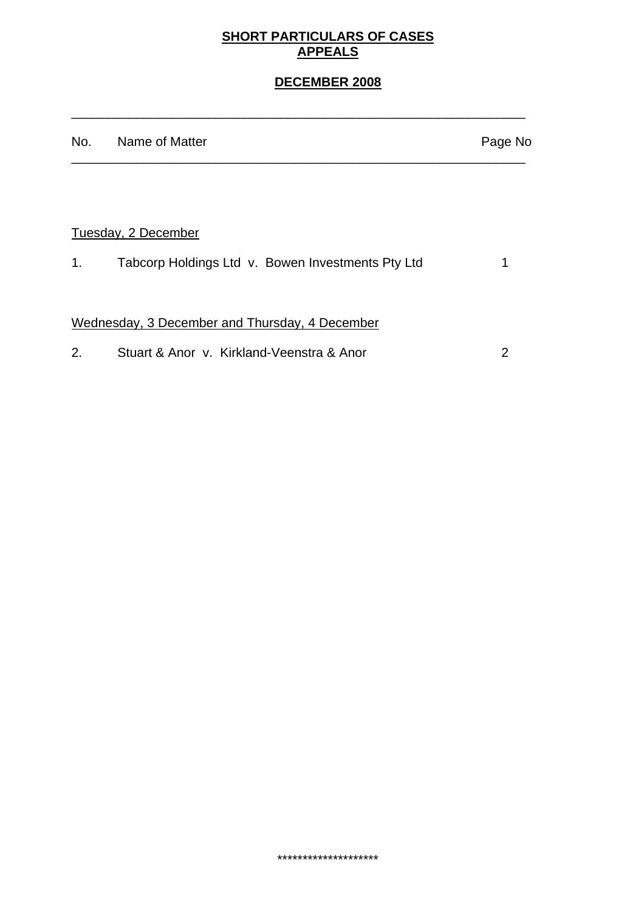**SHORT PARTICULARS OF CASES**
**APPEALS**

**DECEMBER 2008**

| No. | Name of Matter | Page No |
|---|---|---|
| | Tuesday, 2 December | |
| 1. | Tabcorp Holdings Ltd v. Bowen Investments Pty Ltd | 1 |
| | Wednesday, 3 December and Thursday, 4 December | |
| 2. | Stuart & Anor v. Kirkland-Veenstra & Anor | 2 |

********************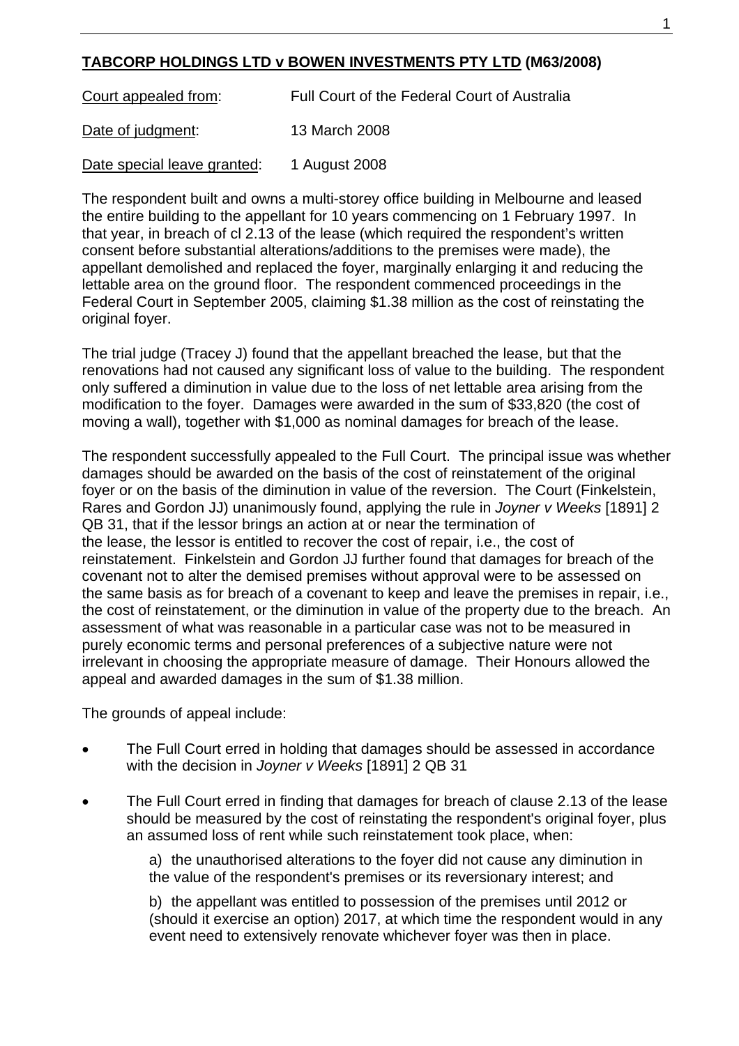**TABCORP HOLDINGS LTD v BOWEN INVESTMENTS PTY LTD (M63/2008)**

Court appealed from: Full Court of the Federal Court of Australia

Date of judgment: 13 March 2008

Date special leave granted: 1 August 2008

The respondent built and owns a multi-storey office building in Melbourne and leased the entire building to the appellant for 10 years commencing on 1 February 1997. In that year, in breach of cl 2.13 of the lease (which required the respondent's written consent before substantial alterations/additions to the premises were made), the appellant demolished and replaced the foyer, marginally enlarging it and reducing the lettable area on the ground floor. The respondent commenced proceedings in the Federal Court in September 2005, claiming $1.38 million as the cost of reinstating the original foyer.

The trial judge (Tracey J) found that the appellant breached the lease, but that the renovations had not caused any significant loss of value to the building. The respondent only suffered a diminution in value due to the loss of net lettable area arising from the modification to the foyer. Damages were awarded in the sum of $33,820 (the cost of moving a wall), together with $1,000 as nominal damages for breach of the lease.

The respondent successfully appealed to the Full Court. The principal issue was whether damages should be awarded on the basis of the cost of reinstatement of the original foyer or on the basis of the diminution in value of the reversion. The Court (Finkelstein, Rares and Gordon JJ) unanimously found, applying the rule in *Joyner v Weeks* [1891] 2 QB 31, that if the lessor brings an action at or near the termination of the lease, the lessor is entitled to recover the cost of repair, i.e., the cost of reinstatement. Finkelstein and Gordon JJ further found that damages for breach of the covenant not to alter the demised premises without approval were to be assessed on the same basis as for breach of a covenant to keep and leave the premises in repair, i.e., the cost of reinstatement, or the diminution in value of the property due to the breach. An assessment of what was reasonable in a particular case was not to be measured in purely economic terms and personal preferences of a subjective nature were not irrelevant in choosing the appropriate measure of damage. Their Honours allowed the appeal and awarded damages in the sum of $1.38 million.

The grounds of appeal include:

- The Full Court erred in holding that damages should be assessed in accordance with the decision in *Joyner v Weeks* [1891] 2 QB 31
- The Full Court erred in finding that damages for breach of clause 2.13 of the lease should be measured by the cost of reinstating the respondent's original foyer, plus an assumed loss of rent while such reinstatement took place, when:

  a) the unauthorised alterations to the foyer did not cause any diminution in the value of the respondent's premises or its reversionary interest; and

  b) the appellant was entitled to possession of the premises until 2012 or (should it exercise an option) 2017, at which time the respondent would in any event need to extensively renovate whichever foyer was then in place.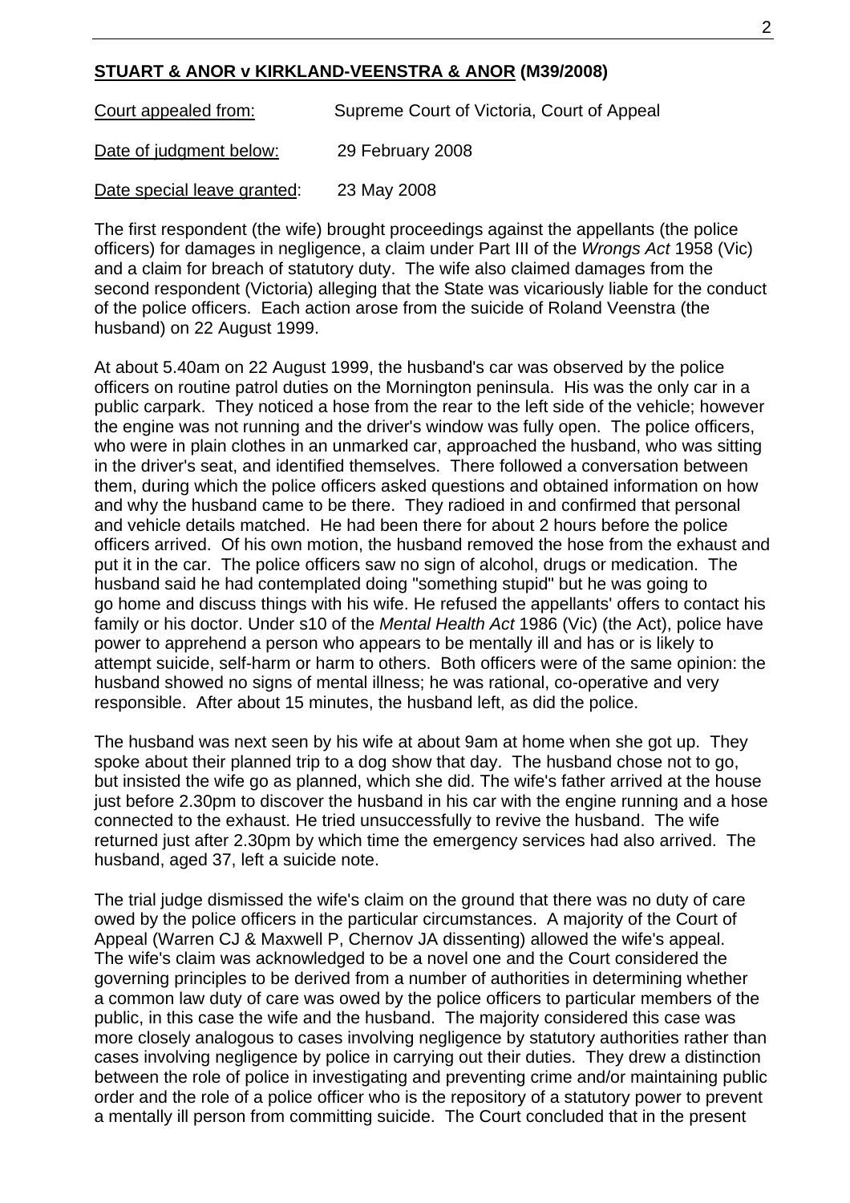**STUART & ANOR v KIRKLAND-VEENSTRA & ANOR (M39/2008)**

Court appealed from: Supreme Court of Victoria, Court of Appeal

Date of judgment below: 29 February 2008

Date special leave granted: 23 May 2008

The first respondent (the wife) brought proceedings against the appellants (the police officers) for damages in negligence, a claim under Part III of the *Wrongs Act* 1958 (Vic) and a claim for breach of statutory duty. The wife also claimed damages from the second respondent (Victoria) alleging that the State was vicariously liable for the conduct of the police officers. Each action arose from the suicide of Roland Veenstra (the husband) on 22 August 1999.

At about 5.40am on 22 August 1999, the husband's car was observed by the police officers on routine patrol duties on the Mornington peninsula. His was the only car in a public carpark. They noticed a hose from the rear to the left side of the vehicle; however the engine was not running and the driver's window was fully open. The police officers, who were in plain clothes in an unmarked car, approached the husband, who was sitting in the driver's seat, and identified themselves. There followed a conversation between them, during which the police officers asked questions and obtained information on how and why the husband came to be there. They radioed in and confirmed that personal and vehicle details matched. He had been there for about 2 hours before the police officers arrived. Of his own motion, the husband removed the hose from the exhaust and put it in the car. The police officers saw no sign of alcohol, drugs or medication. The husband said he had contemplated doing "something stupid" but he was going to go home and discuss things with his wife. He refused the appellants' offers to contact his family or his doctor. Under s10 of the *Mental Health Act* 1986 (Vic) (the Act), police have power to apprehend a person who appears to be mentally ill and has or is likely to attempt suicide, self-harm or harm to others. Both officers were of the same opinion: the husband showed no signs of mental illness; he was rational, co-operative and very responsible. After about 15 minutes, the husband left, as did the police.

The husband was next seen by his wife at about 9am at home when she got up. They spoke about their planned trip to a dog show that day. The husband chose not to go, but insisted the wife go as planned, which she did. The wife's father arrived at the house just before 2.30pm to discover the husband in his car with the engine running and a hose connected to the exhaust. He tried unsuccessfully to revive the husband. The wife returned just after 2.30pm by which time the emergency services had also arrived. The husband, aged 37, left a suicide note.

The trial judge dismissed the wife's claim on the ground that there was no duty of care owed by the police officers in the particular circumstances. A majority of the Court of Appeal (Warren CJ & Maxwell P, Chernov JA dissenting) allowed the wife's appeal. The wife's claim was acknowledged to be a novel one and the Court considered the governing principles to be derived from a number of authorities in determining whether a common law duty of care was owed by the police officers to particular members of the public, in this case the wife and the husband. The majority considered this case was more closely analogous to cases involving negligence by statutory authorities rather than cases involving negligence by police in carrying out their duties. They drew a distinction between the role of police in investigating and preventing crime and/or maintaining public order and the role of a police officer who is the repository of a statutory power to prevent a mentally ill person from committing suicide. The Court concluded that in the present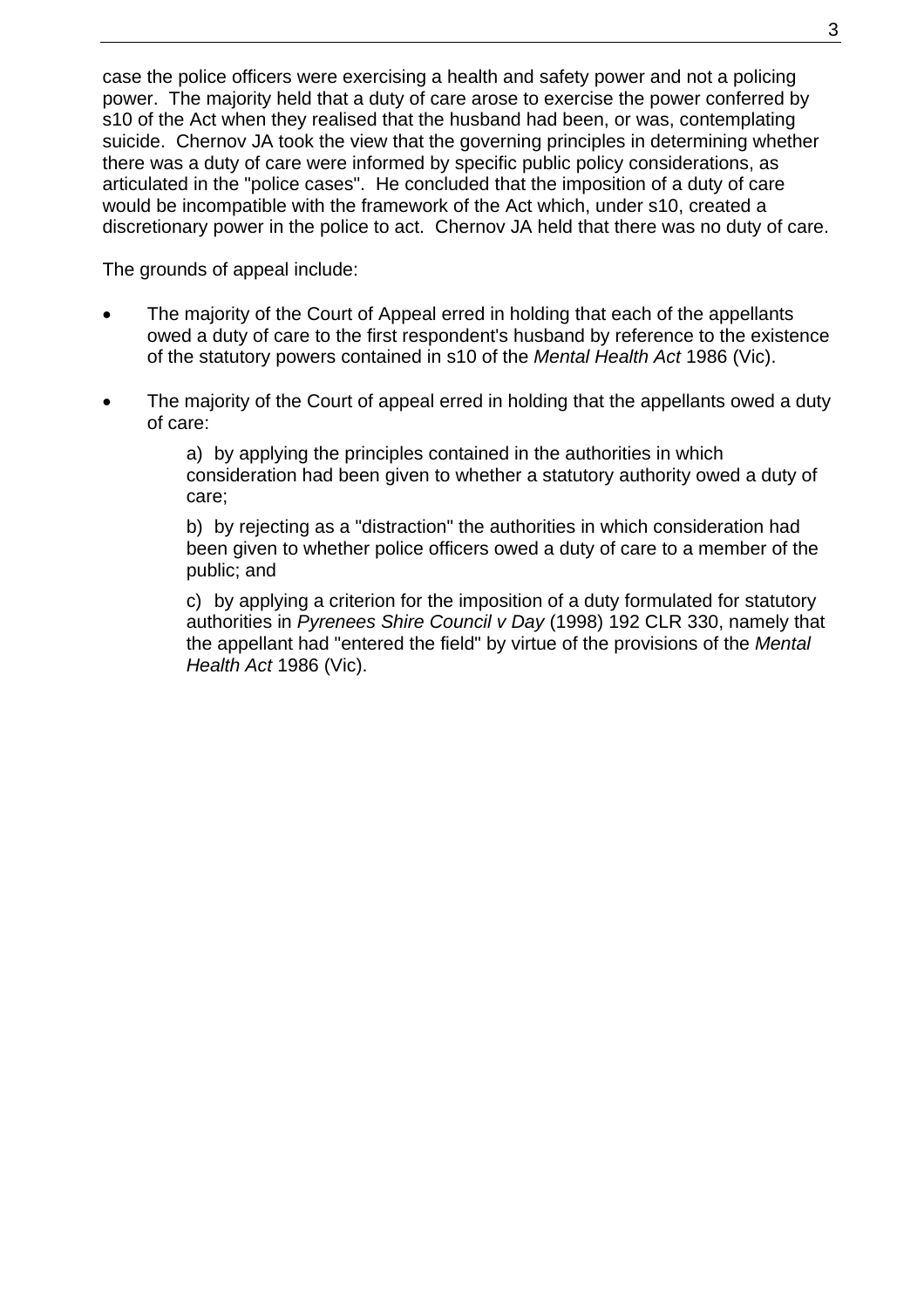case the police officers were exercising a health and safety power and not a policing power. The majority held that a duty of care arose to exercise the power conferred by s10 of the Act when they realised that the husband had been, or was, contemplating suicide. Chernov JA took the view that the governing principles in determining whether there was a duty of care were informed by specific public policy considerations, as articulated in the "police cases". He concluded that the imposition of a duty of care would be incompatible with the framework of the Act which, under s10, created a discretionary power in the police to act. Chernov JA held that there was no duty of care.

The grounds of appeal include:

- The majority of the Court of Appeal erred in holding that each of the appellants owed a duty of care to the first respondent's husband by reference to the existence of the statutory powers contained in s10 of the *Mental Health Act* 1986 (Vic).
- The majority of the Court of appeal erred in holding that the appellants owed a duty of care:

  a) by applying the principles contained in the authorities in which consideration had been given to whether a statutory authority owed a duty of care;

  b) by rejecting as a "distraction" the authorities in which consideration had been given to whether police officers owed a duty of care to a member of the public; and

  c) by applying a criterion for the imposition of a duty formulated for statutory authorities in *Pyrenees Shire Council v Day* (1998) 192 CLR 330, namely that the appellant had "entered the field" by virtue of the provisions of the *Mental Health Act* 1986 (Vic).